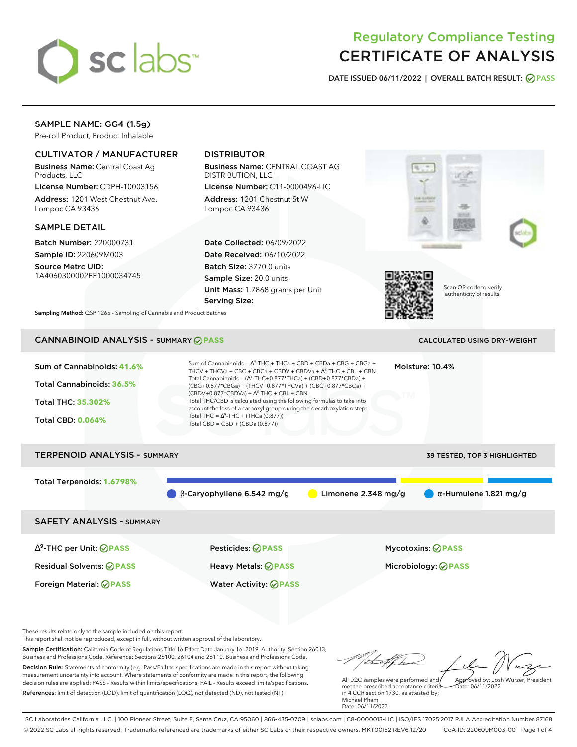# Regulatory Compliance Testing
# CERTIFICATE OF ANALYSIS

DATE ISSUED 06/11/2022 | OVERALL BATCH RESULT: PASS

## SAMPLE NAME: GG4 (1.5g)

Pre-roll Product, Product Inhalable

### CULTIVATOR / MANUFACTURER

**Business Name:** Central Coast Ag Products, LLC

**License Number:** CDPH-10003156

**Address:** 1201 West Chestnut Ave. Lompoc CA 93436

### DISTRIBUTOR

**Business Name:** CENTRAL COAST AG DISTRIBUTION, LLC

**License Number:** C11-0000496-LIC

**Address:** 1201 Chestnut St W Lompoc CA 93436

### SAMPLE DETAIL

**Batch Number:** 220000731

**Sample ID:** 220609M003

**Source Metrc UID:** 1A4060300002EE1000034745

**Date Collected:** 06/09/2022

**Date Received:** 06/10/2022

**Batch Size:** 3770.0 units

**Sample Size:** 20.0 units

**Unit Mass:** 1.7868 grams per Unit

**Serving Size:**

**Sampling Method:** QSP 1265 - Sampling of Cannabis and Product Batches

Scan QR code to verify authenticity of results.

## CANNABINOID ANALYSIS - SUMMARY PASS

CALCULATED USING DRY-WEIGHT

**Sum of Cannabinoids:** 41.6%

**Total Cannabinoids:** 36.5%

**Total THC:** 35.302%

**Total CBD:** 0.064%

Sum of Cannabinoids = $\Delta^9$-THC + THCa + CBD + CBDa + CBG + CBGa + THCV + THCVa + CBC + CBCa + CBDV + CBDVa + $\Delta^8$-THC + CBL + CBN

Total Cannabinoids = ($\Delta^9$-THC+0.877*THCa) + (CBD+0.877*CBDa) + (CBG+0.877*CBGa) + (THCV+0.877*THCVa) + (CBC+0.877*CBCa) + (CBDV+0.877*CBDVa) + $\Delta^8$-THC + CBL + CBN

Total THC/CBD is calculated using the following formulas to take into account the loss of a carboxyl group during the decarboxylation step:

Total THC = $\Delta^9$-THC + (THCa (0.877))

Total CBD = CBD + (CBDa (0.877))

**Moisture:** 10.4%

## TERPENOID ANALYSIS - SUMMARY

39 TESTED, TOP 3 HIGHLIGHTED

**Total Terpenoids:** 1.6798%

β-Caryophyllene 6.542 mg/g | Limonene 2.348 mg/g | α-Humulene 1.821 mg/g

## SAFETY ANALYSIS - SUMMARY

| | | |
|---|---|---|
| $\Delta^9$-THC per Unit: PASS | Pesticides: PASS | Mycotoxins: PASS |
| Residual Solvents: PASS | Heavy Metals: PASS | Microbiology: PASS |
| Foreign Material: PASS | Water Activity: PASS | |

These results relate only to the sample included on this report.
This report shall not be reproduced, except in full, without written approval of the laboratory.

**Sample Certification:** California Code of Regulations Title 16 Effect Date January 16, 2019. Authority: Section 26013, Business and Professions Code. Reference: Sections 26100, 26104 and 26110, Business and Professions Code.

**Decision Rule:** Statements of conformity (e.g. Pass/Fail) to specifications are made in this report without taking measurement uncertainty into account. Where statements of conformity are made in this report, the following decision rules are applied: PASS - Results within limits/specifications, FAIL - Results exceed limits/specifications.

**References:** limit of detection (LOD), limit of quantification (LOQ), not detected (ND), not tested (NT)

All LQC samples were performed and met the prescribed acceptance criteria in 4 CCR section 1730, as attested by: Michael Pham
Date: 06/11/2022

Approved by: Josh Wurzer, President
Date: 06/11/2022

SC Laboratories California LLC. | 100 Pioneer Street, Suite E, Santa Cruz, CA 95060 | 866-435-0709 | sclabs.com | C8-0000013-LIC | ISO/IES 17025:2017 PJLA Accreditation Number 87168
© 2022 SC Labs all rights reserved. Trademarks referenced are trademarks of either SC Labs or their respective owners. MKT00162 REV6 12/20 CoA ID: 220609M003-001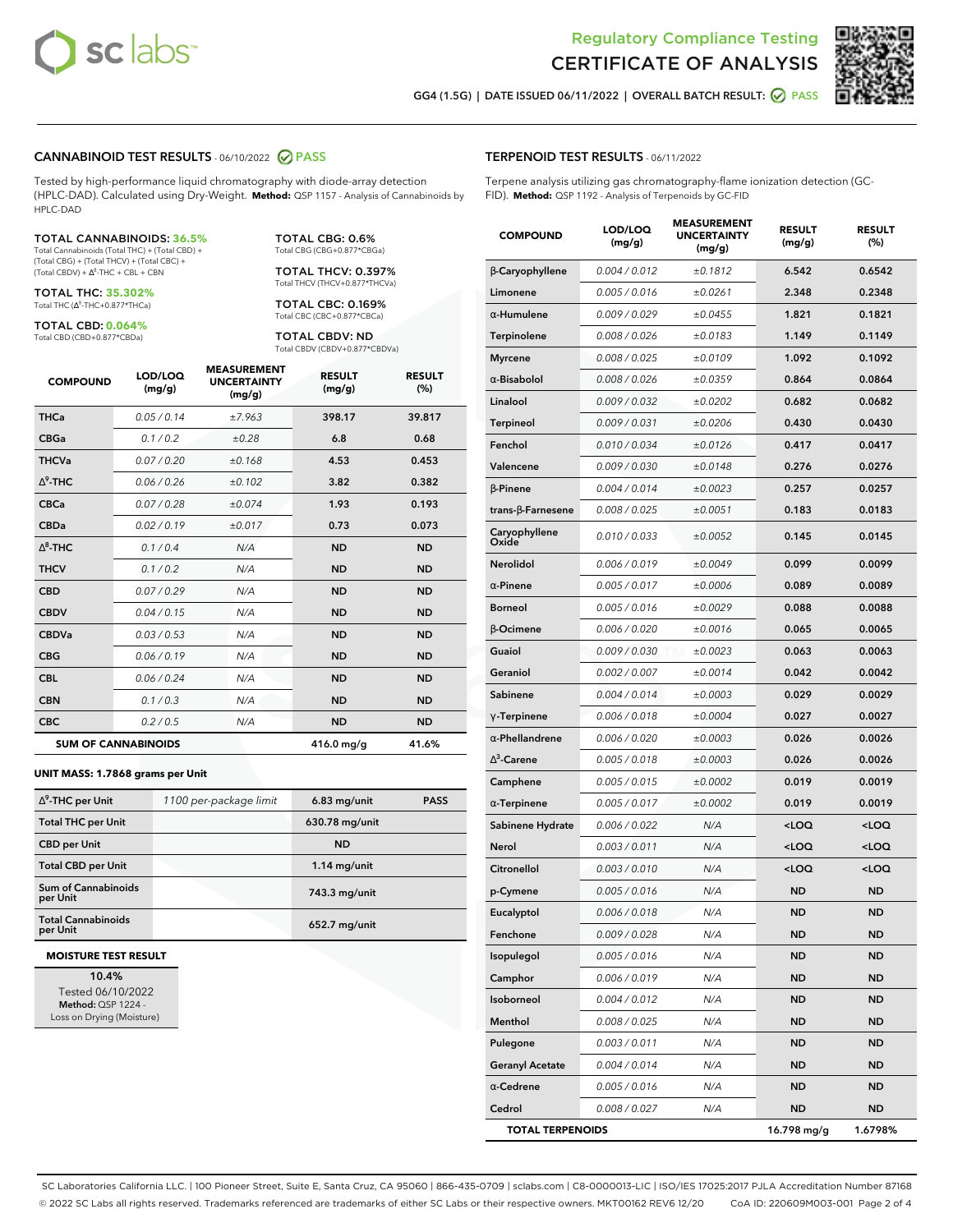Regulatory Compliance Testing

# CERTIFICATE OF ANALYSIS

GG4 (1.5G) | DATE ISSUED 06/11/2022 | OVERALL BATCH RESULT: PASS

## CANNABINOID TEST RESULTS - 06/10/2022 PASS

Tested by high-performance liquid chromatography with diode-array detection (HPLC-DAD). Calculated using Dry-Weight. **Method:** QSP 1157 - Analysis of Cannabinoids by HPLC-DAD

**TOTAL CANNABINOIDS: 36.5%**
Total Cannabinoids (Total THC) + (Total CBD) + (Total CBG) + (Total THCV) + (Total CBC) + (Total CBDV) + $\Delta^8$-THC + CBL + CBN

**TOTAL THC: 35.302%**
Total THC ($\Delta^9$-THC+0.877*THCa)

**TOTAL CBD: 0.064%**
Total CBD (CBD+0.877*CBDa)

**TOTAL CBG: 0.6%**
Total CBG (CBG+0.877*CBGa)

**TOTAL THCV: 0.397%**
Total THCV (THCV+0.877*THCVa)

**TOTAL CBC: 0.169%**
Total CBC (CBC+0.877*CBCa)

**TOTAL CBDV: ND**
Total CBDV (CBDV+0.877*CBDVa)

| COMPOUND | LOD/LOQ (mg/g) | MEASUREMENT UNCERTAINTY (mg/g) | RESULT (mg/g) | RESULT (%) |
|---|---|---|---|---|
| THCa | 0.05 / 0.14 | ±7.963 | 398.17 | 39.817 |
| CBGa | 0.1 / 0.2 | ±0.28 | 6.8 | 0.68 |
| THCVa | 0.07 / 0.20 | ±0.168 | 4.53 | 0.453 |
| $\Delta^9$-THC | 0.06 / 0.26 | ±0.102 | 3.82 | 0.382 |
| CBCa | 0.07 / 0.28 | ±0.074 | 1.93 | 0.193 |
| CBDa | 0.02 / 0.19 | ±0.017 | 0.73 | 0.073 |
| $\Delta^8$-THC | 0.1 / 0.4 | N/A | ND | ND |
| THCV | 0.1 / 0.2 | N/A | ND | ND |
| CBD | 0.07 / 0.29 | N/A | ND | ND |
| CBDV | 0.04 / 0.15 | N/A | ND | ND |
| CBDVa | 0.03 / 0.53 | N/A | ND | ND |
| CBG | 0.06 / 0.19 | N/A | ND | ND |
| CBL | 0.06 / 0.24 | N/A | ND | ND |
| CBN | 0.1 / 0.3 | N/A | ND | ND |
| CBC | 0.2 / 0.5 | N/A | ND | ND |
| **SUM OF CANNABINOIDS** | | | **416.0 mg/g** | **41.6%** |

**UNIT MASS: 1.7868 grams per Unit**

| | | | |
|---|---|---|---|
| $\Delta^9$-THC per Unit | 1100 per-package limit | 6.83 mg/unit | PASS |
| Total THC per Unit | | 630.78 mg/unit | |
| CBD per Unit | | ND | |
| Total CBD per Unit | | 1.14 mg/unit | |
| Sum of Cannabinoids per Unit | | 743.3 mg/unit | |
| Total Cannabinoids per Unit | | 652.7 mg/unit | |

**MOISTURE TEST RESULT**

10.4%
Tested 06/10/2022
**Method:** QSP 1224 - Loss on Drying (Moisture)

## TERPENOID TEST RESULTS - 06/11/2022

Terpene analysis utilizing gas chromatography-flame ionization detection (GC-FID). **Method:** QSP 1192 - Analysis of Terpenoids by GC-FID

| COMPOUND | LOD/LOQ (mg/g) | MEASUREMENT UNCERTAINTY (mg/g) | RESULT (mg/g) | RESULT (%) |
|---|---|---|---|---|
| β-Caryophyllene | 0.004 / 0.012 | ±0.1812 | 6.542 | 0.6542 |
| Limonene | 0.005 / 0.016 | ±0.0261 | 2.348 | 0.2348 |
| α-Humulene | 0.009 / 0.029 | ±0.0455 | 1.821 | 0.1821 |
| Terpinolene | 0.008 / 0.026 | ±0.0183 | 1.149 | 0.1149 |
| Myrcene | 0.008 / 0.025 | ±0.0109 | 1.092 | 0.1092 |
| α-Bisabolol | 0.008 / 0.026 | ±0.0359 | 0.864 | 0.0864 |
| Linalool | 0.009 / 0.032 | ±0.0202 | 0.682 | 0.0682 |
| Terpineol | 0.009 / 0.031 | ±0.0206 | 0.430 | 0.0430 |
| Fenchol | 0.010 / 0.034 | ±0.0126 | 0.417 | 0.0417 |
| Valencene | 0.009 / 0.030 | ±0.0148 | 0.276 | 0.0276 |
| β-Pinene | 0.004 / 0.014 | ±0.0023 | 0.257 | 0.0257 |
| trans-β-Farnesene | 0.008 / 0.025 | ±0.0051 | 0.183 | 0.0183 |
| Caryophyllene Oxide | 0.010 / 0.033 | ±0.0052 | 0.145 | 0.0145 |
| Nerolidol | 0.006 / 0.019 | ±0.0049 | 0.099 | 0.0099 |
| α-Pinene | 0.005 / 0.017 | ±0.0006 | 0.089 | 0.0089 |
| Borneol | 0.005 / 0.016 | ±0.0029 | 0.088 | 0.0088 |
| β-Ocimene | 0.006 / 0.020 | ±0.0016 | 0.065 | 0.0065 |
| Guaiol | 0.009 / 0.030 | ±0.0023 | 0.063 | 0.0063 |
| Geraniol | 0.002 / 0.007 | ±0.0014 | 0.042 | 0.0042 |
| Sabinene | 0.004 / 0.014 | ±0.0003 | 0.029 | 0.0029 |
| γ-Terpinene | 0.006 / 0.018 | ±0.0004 | 0.027 | 0.0027 |
| α-Phellandrene | 0.006 / 0.020 | ±0.0003 | 0.026 | 0.0026 |
| $\Delta^3$-Carene | 0.005 / 0.018 | ±0.0003 | 0.026 | 0.0026 |
| Camphene | 0.005 / 0.015 | ±0.0002 | 0.019 | 0.0019 |
| α-Terpinene | 0.005 / 0.017 | ±0.0002 | 0.019 | 0.0019 |
| Sabinene Hydrate | 0.006 / 0.022 | N/A | <LOQ | <LOQ |
| Nerol | 0.003 / 0.011 | N/A | <LOQ | <LOQ |
| Citronellol | 0.003 / 0.010 | N/A | <LOQ | <LOQ |
| p-Cymene | 0.005 / 0.016 | N/A | ND | ND |
| Eucalyptol | 0.006 / 0.018 | N/A | ND | ND |
| Fenchone | 0.009 / 0.028 | N/A | ND | ND |
| Isopulegol | 0.005 / 0.016 | N/A | ND | ND |
| Camphor | 0.006 / 0.019 | N/A | ND | ND |
| Isoborneol | 0.004 / 0.012 | N/A | ND | ND |
| Menthol | 0.008 / 0.025 | N/A | ND | ND |
| Pulegone | 0.003 / 0.011 | N/A | ND | ND |
| Geranyl Acetate | 0.004 / 0.014 | N/A | ND | ND |
| α-Cedrene | 0.005 / 0.016 | N/A | ND | ND |
| Cedrol | 0.008 / 0.027 | N/A | ND | ND |
| **TOTAL TERPENOIDS** | | | **16.798 mg/g** | **1.6798%** |

SC Laboratories California LLC. | 100 Pioneer Street, Suite E, Santa Cruz, CA 95060 | 866-435-0709 | sclabs.com | C8-0000013-LIC | ISO/IES 17025:2017 PJLA Accreditation Number 87168
© 2022 SC Labs all rights reserved. Trademarks referenced are trademarks of either SC Labs or their respective owners. MKT00162 REV6 12/20 CoA ID: 220609M003-001